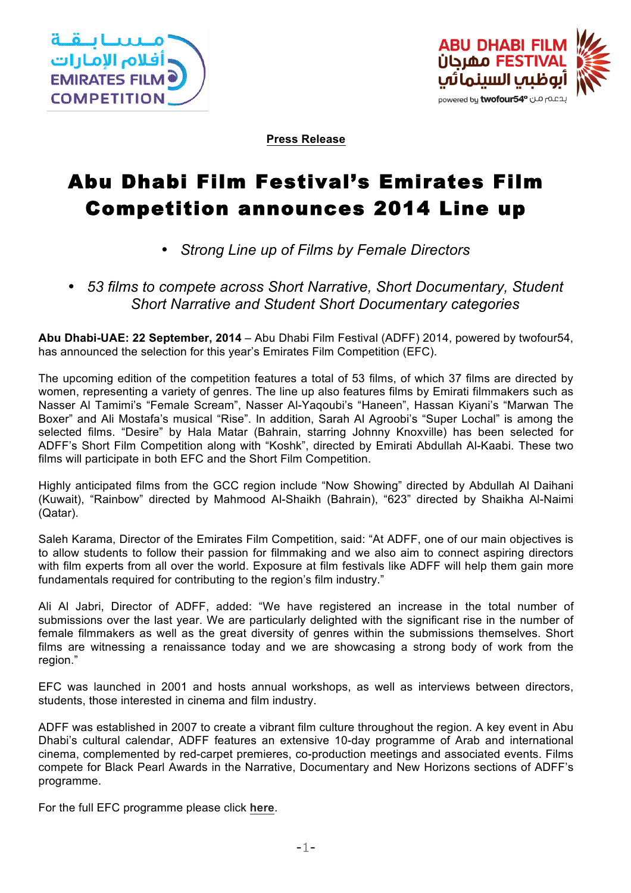مسابقة أفلام الإمارات
EMIRATES FILM COMPETITION

ABU DHABI FILM FESTIVAL
مهرجان أبوظبي السينمائي
powered by twofour54° بدعم من

**Press Release**

# Abu Dhabi Film Festival's Emirates Film Competition announces 2014 Line up

- *Strong Line up of Films by Female Directors*
- *53 films to compete across Short Narrative, Short Documentary, Student Short Narrative and Student Short Documentary categories*

**Abu Dhabi-UAE: 22 September, 2014** – Abu Dhabi Film Festival (ADFF) 2014, powered by twofour54, has announced the selection for this year's Emirates Film Competition (EFC).

The upcoming edition of the competition features a total of 53 films, of which 37 films are directed by women, representing a variety of genres. The line up also features films by Emirati filmmakers such as Nasser Al Tamimi's "Female Scream", Nasser Al-Yaqoubi's "Haneen", Hassan Kiyani's "Marwan The Boxer" and Ali Mostafa's musical "Rise". In addition, Sarah Al Agroobi's "Super Lochal" is among the selected films. "Desire" by Hala Matar (Bahrain, starring Johnny Knoxville) has been selected for ADFF's Short Film Competition along with "Koshk", directed by Emirati Abdullah Al-Kaabi. These two films will participate in both EFC and the Short Film Competition.

Highly anticipated films from the GCC region include "Now Showing" directed by Abdullah Al Daihani (Kuwait), "Rainbow" directed by Mahmood Al-Shaikh (Bahrain), "623" directed by Shaikha Al-Naimi (Qatar).

Saleh Karama, Director of the Emirates Film Competition, said: "At ADFF, one of our main objectives is to allow students to follow their passion for filmmaking and we also aim to connect aspiring directors with film experts from all over the world. Exposure at film festivals like ADFF will help them gain more fundamentals required for contributing to the region's film industry."

Ali Al Jabri, Director of ADFF, added: "We have registered an increase in the total number of submissions over the last year. We are particularly delighted with the significant rise in the number of female filmmakers as well as the great diversity of genres within the submissions themselves. Short films are witnessing a renaissance today and we are showcasing a strong body of work from the region."

EFC was launched in 2001 and hosts annual workshops, as well as interviews between directors, students, those interested in cinema and film industry.

ADFF was established in 2007 to create a vibrant film culture throughout the region. A key event in Abu Dhabi's cultural calendar, ADFF features an extensive 10-day programme of Arab and international cinema, complemented by red-carpet premieres, co-production meetings and associated events. Films compete for Black Pearl Awards in the Narrative, Documentary and New Horizons sections of ADFF's programme.

For the full EFC programme please click **here**.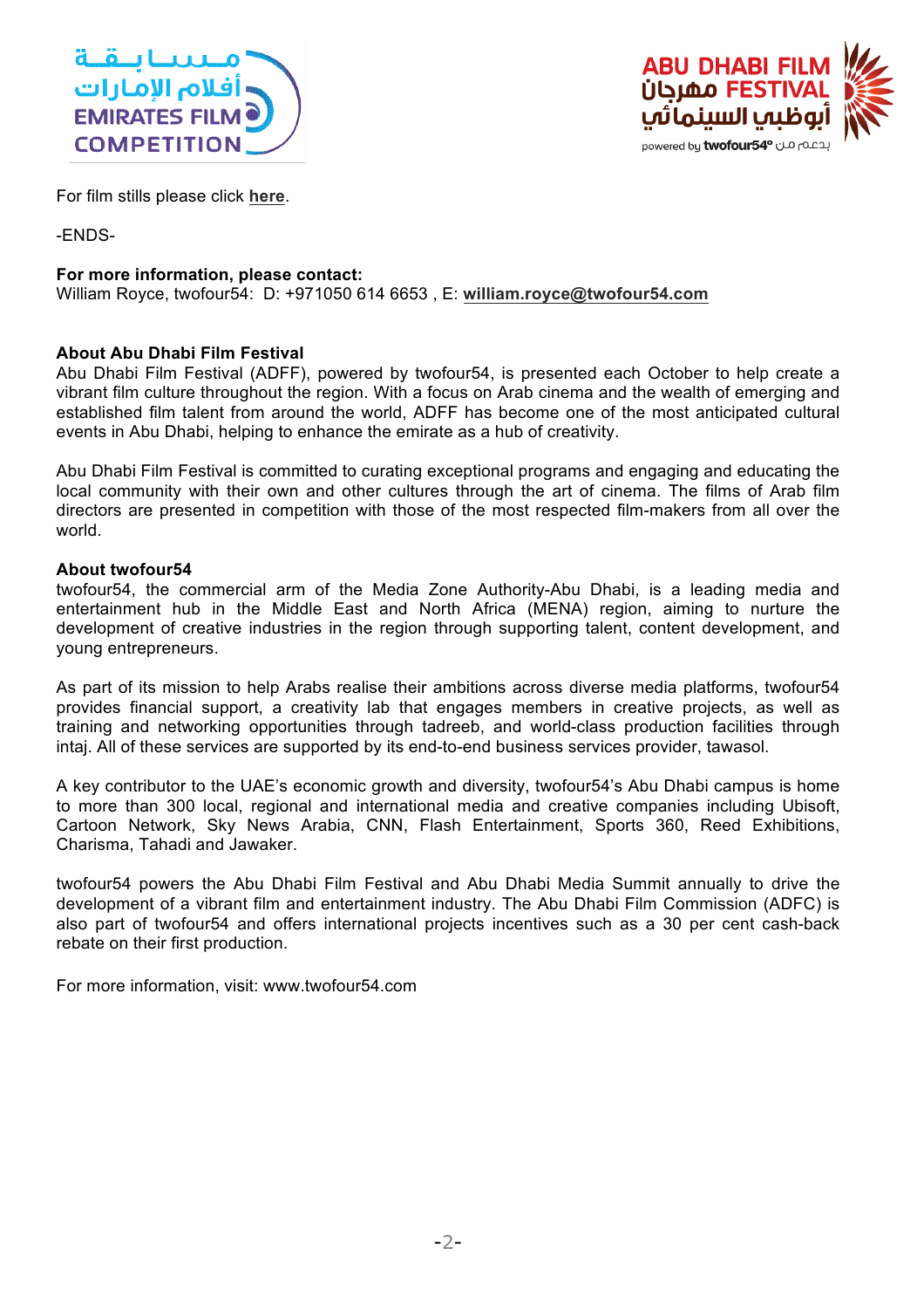For film stills please click **here**.

-ENDS-

**For more information, please contact:**
William Royce, twofour54: D: +971050 614 6653 , E: **william.royce@twofour54.com**

**About Abu Dhabi Film Festival**
Abu Dhabi Film Festival (ADFF), powered by twofour54, is presented each October to help create a vibrant film culture throughout the region. With a focus on Arab cinema and the wealth of emerging and established film talent from around the world, ADFF has become one of the most anticipated cultural events in Abu Dhabi, helping to enhance the emirate as a hub of creativity.

Abu Dhabi Film Festival is committed to curating exceptional programs and engaging and educating the local community with their own and other cultures through the art of cinema. The films of Arab film directors are presented in competition with those of the most respected film-makers from all over the world.

**About twofour54**
twofour54, the commercial arm of the Media Zone Authority-Abu Dhabi, is a leading media and entertainment hub in the Middle East and North Africa (MENA) region, aiming to nurture the development of creative industries in the region through supporting talent, content development, and young entrepreneurs.

As part of its mission to help Arabs realise their ambitions across diverse media platforms, twofour54 provides financial support, a creativity lab that engages members in creative projects, as well as training and networking opportunities through tadreeb, and world-class production facilities through intaj. All of these services are supported by its end-to-end business services provider, tawasol.

A key contributor to the UAE's economic growth and diversity, twofour54's Abu Dhabi campus is home to more than 300 local, regional and international media and creative companies including Ubisoft, Cartoon Network, Sky News Arabia, CNN, Flash Entertainment, Sports 360, Reed Exhibitions, Charisma, Tahadi and Jawaker.

twofour54 powers the Abu Dhabi Film Festival and Abu Dhabi Media Summit annually to drive the development of a vibrant film and entertainment industry. The Abu Dhabi Film Commission (ADFC) is also part of twofour54 and offers international projects incentives such as a 30 per cent cash-back rebate on their first production.

For more information, visit: www.twofour54.com